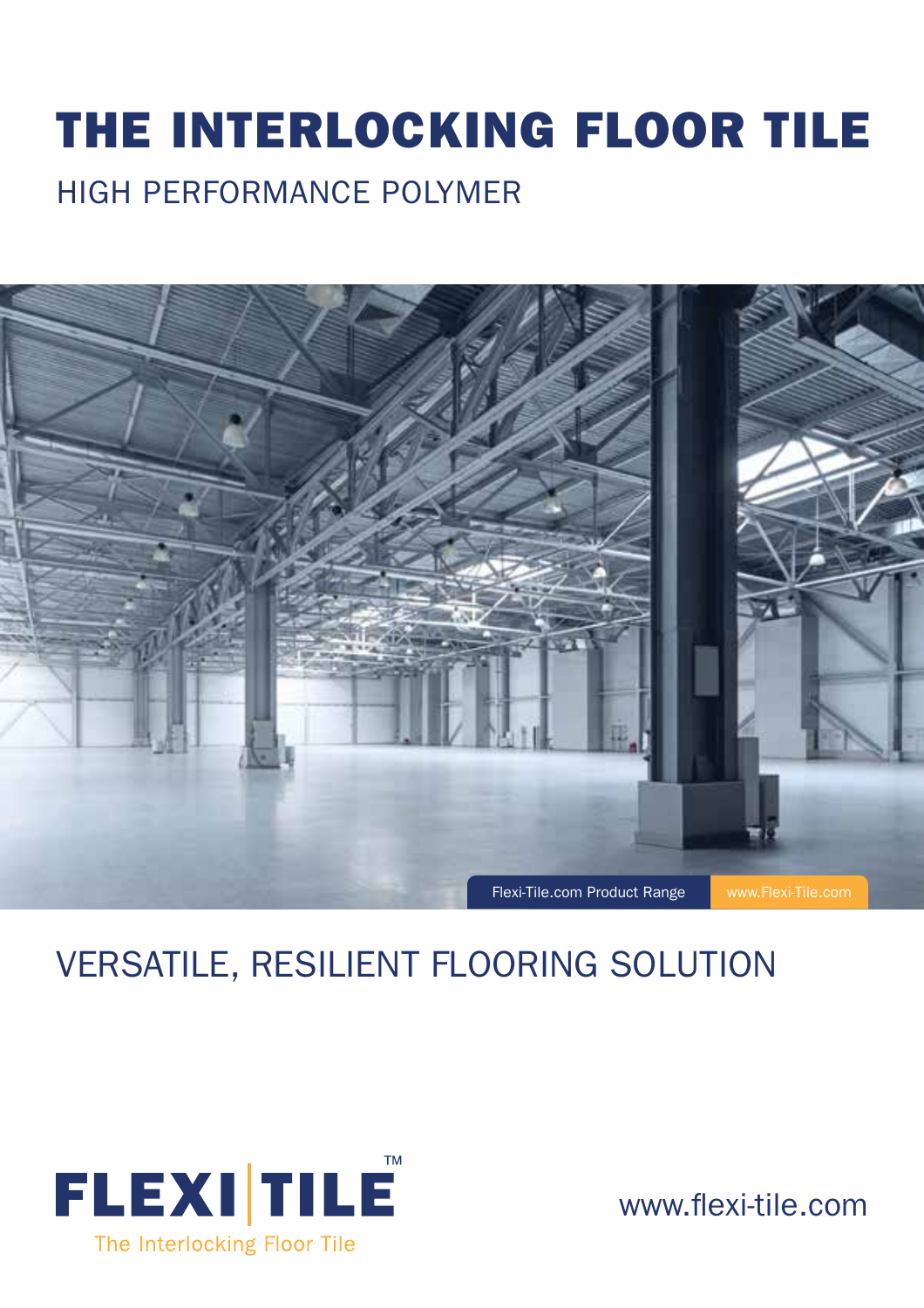# THE INTERLOCKING FLOOR TILE

## HIGH PERFORMANCE POLYMER

Flexi-Tile.com Product Range www.Flexi-Tile.com

## VERSATILE, RESILIENT FLOORING SOLUTION

**FLEXI | TILE**™

The Interlocking Floor Tile

www.flexi-tile.com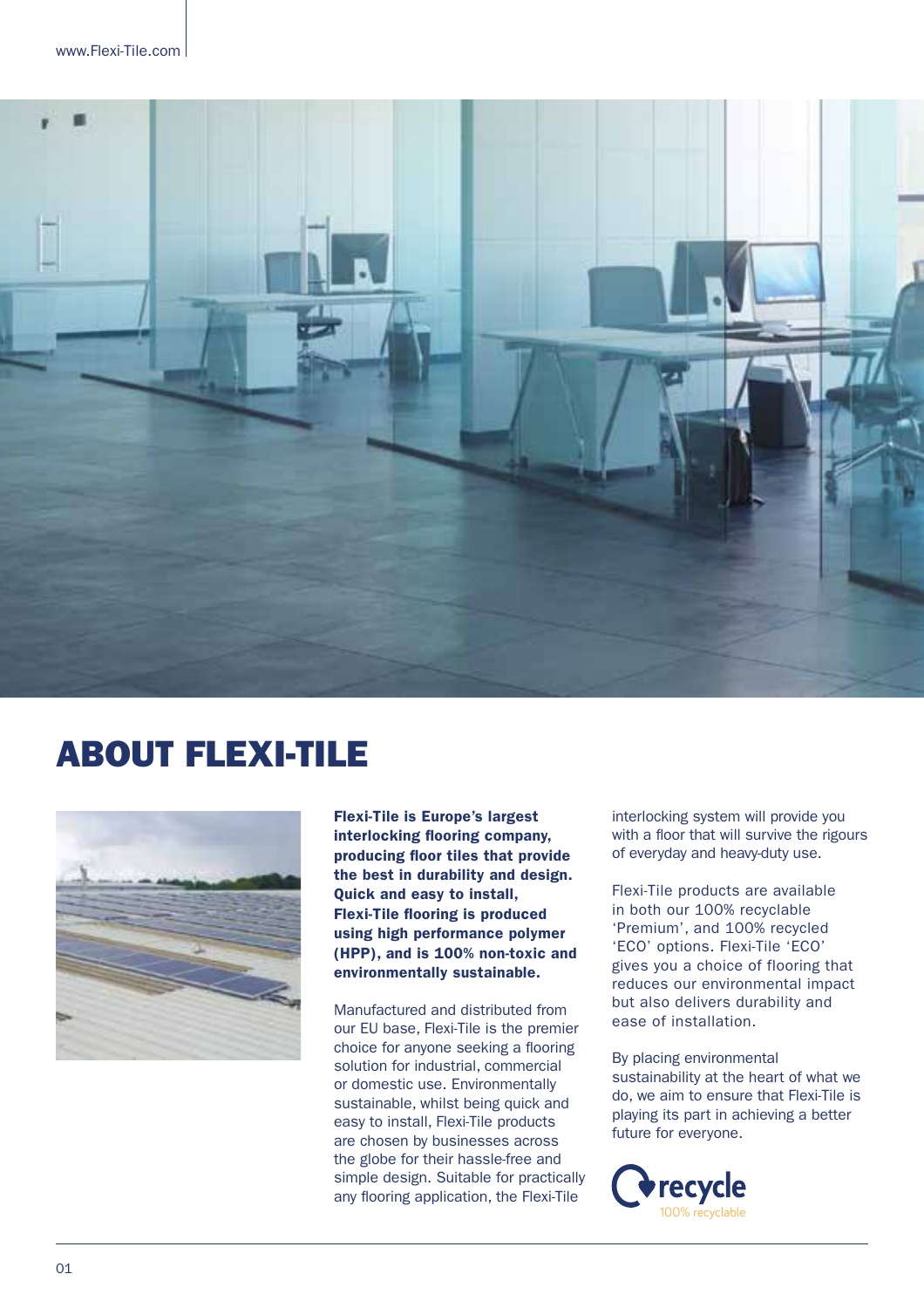# ABOUT FLEXI-TILE

**Flexi-Tile is Europe's largest interlocking flooring company, producing floor tiles that provide the best in durability and design. Quick and easy to install, Flexi-Tile flooring is produced using high performance polymer (HPP), and is 100% non-toxic and environmentally sustainable.**

Manufactured and distributed from our EU base, Flexi-Tile is the premier choice for anyone seeking a flooring solution for industrial, commercial or domestic use. Environmentally sustainable, whilst being quick and easy to install, Flexi-Tile products are chosen by businesses across the globe for their hassle-free and simple design. Suitable for practically any flooring application, the Flexi-Tile interlocking system will provide you with a floor that will survive the rigours of everyday and heavy-duty use.

Flexi-Tile products are available in both our 100% recyclable 'Premium', and 100% recycled 'ECO' options. Flexi-Tile 'ECO' gives you a choice of flooring that reduces our environmental impact but also delivers durability and ease of installation.

By placing environmental sustainability at the heart of what we do, we aim to ensure that Flexi-Tile is playing its part in achieving a better future for everyone.

recycle
100% recyclable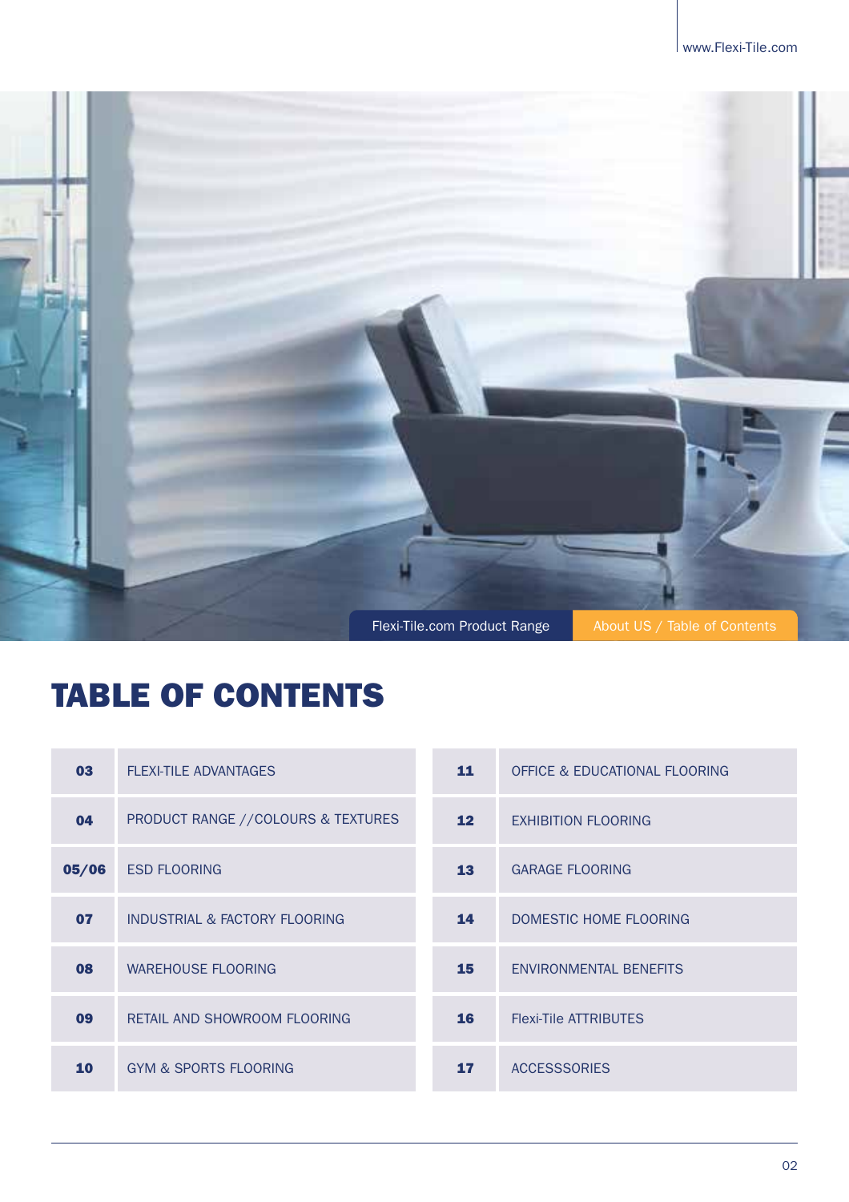Flexi-Tile.com Product Range | About US / Table of Contents

# TABLE OF CONTENTS

| | |
|---|---|
| 03 | FLEXI-TILE ADVANTAGES |
| 04 | PRODUCT RANGE //COLOURS & TEXTURES |
| 05/06 | ESD FLOORING |
| 07 | INDUSTRIAL & FACTORY FLOORING |
| 08 | WAREHOUSE FLOORING |
| 09 | RETAIL AND SHOWROOM FLOORING |
| 10 | GYM & SPORTS FLOORING |
| 11 | OFFICE & EDUCATIONAL FLOORING |
| 12 | EXHIBITION FLOORING |
| 13 | GARAGE FLOORING |
| 14 | DOMESTIC HOME FLOORING |
| 15 | ENVIRONMENTAL BENEFITS |
| 16 | Flexi-Tile ATTRIBUTES |
| 17 | ACCESSSORIES |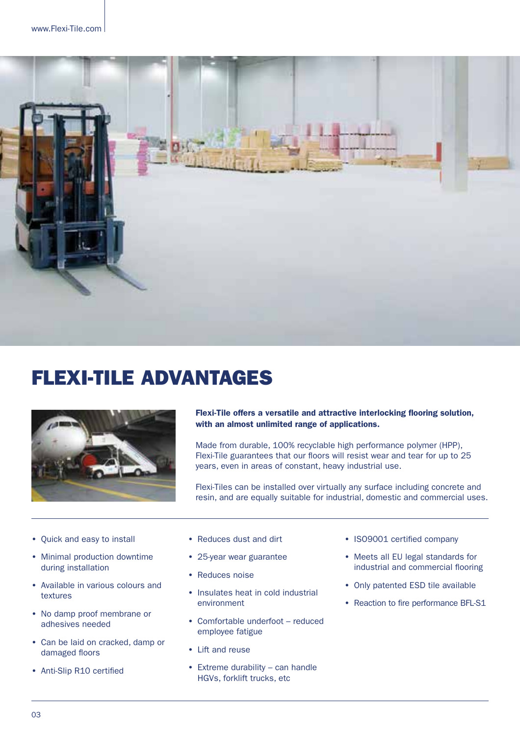# FLEXI-TILE ADVANTAGES

**Flexi-Tile offers a versatile and attractive interlocking flooring solution, with an almost unlimited range of applications.**

Made from durable, 100% recyclable high performance polymer (HPP), Flexi-Tile guarantees that our floors will resist wear and tear for up to 25 years, even in areas of constant, heavy industrial use.

Flexi-Tiles can be installed over virtually any surface including concrete and resin, and are equally suitable for industrial, domestic and commercial uses.

- Quick and easy to install
- Minimal production downtime during installation
- Available in various colours and textures
- No damp proof membrane or adhesives needed
- Can be laid on cracked, damp or damaged floors
- Anti-Slip R10 certified
- Reduces dust and dirt
- 25-year wear guarantee
- Reduces noise
- Insulates heat in cold industrial environment
- Comfortable underfoot – reduced employee fatigue
- Lift and reuse
- Extreme durability – can handle HGVs, forklift trucks, etc
- ISO9001 certified company
- Meets all EU legal standards for industrial and commercial flooring
- Only patented ESD tile available
- Reaction to fire performance BFL-S1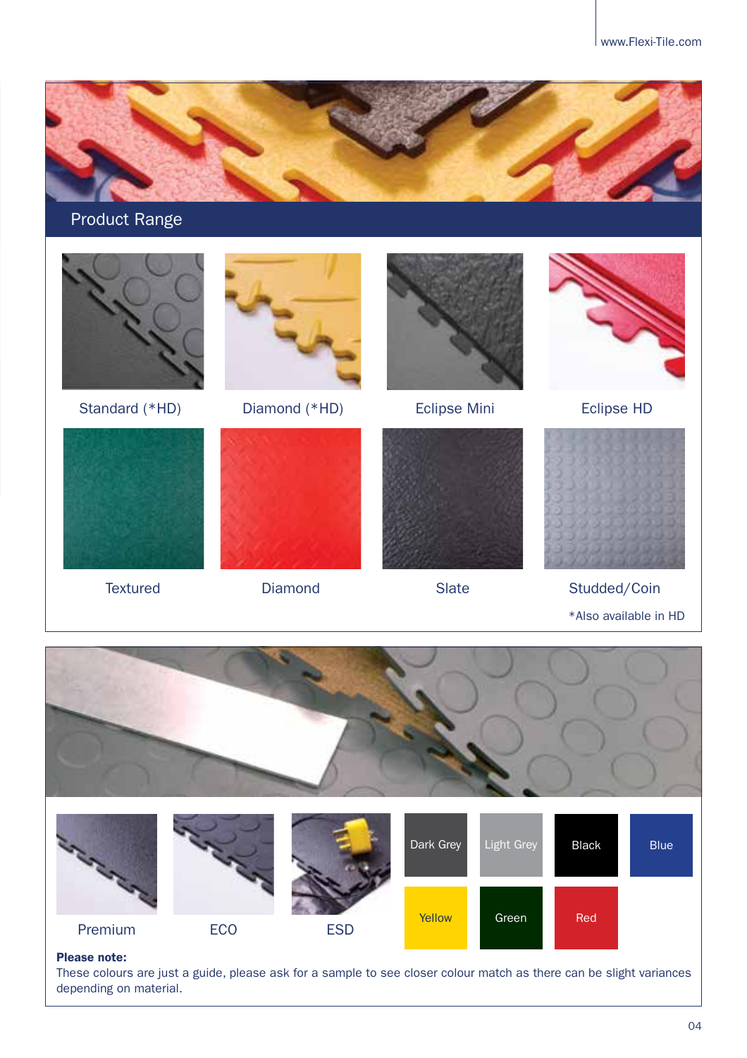## Product Range

Standard (*HD)

Diamond (*HD)

Eclipse Mini

Eclipse HD

Textured

Diamond

Slate

Studded/Coin

*Also available in HD

Premium

ECO

ESD

Dark Grey

Light Grey

Black

Blue

Yellow

Green

Red

**Please note:**
These colours are just a guide, please ask for a sample to see closer colour match as there can be slight variances depending on material.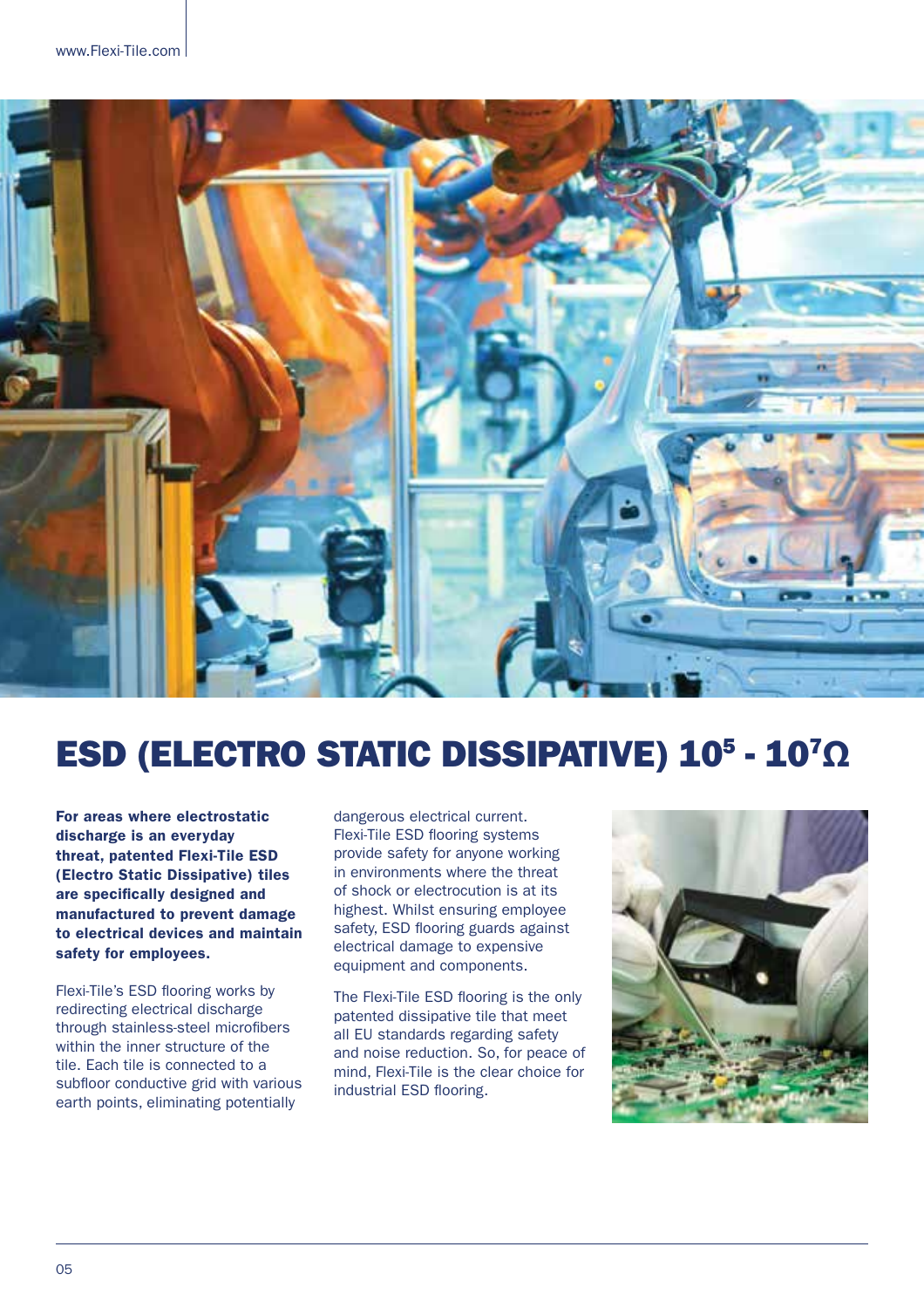# ESD (ELECTRO STATIC DISSIPATIVE) $10^5$ - $10^7\Omega$

**For areas where electrostatic discharge is an everyday threat, patented Flexi-Tile ESD (Electro Static Dissipative) tiles are specifically designed and manufactured to prevent damage to electrical devices and maintain safety for employees.**

Flexi-Tile's ESD flooring works by redirecting electrical discharge through stainless-steel microfibers within the inner structure of the tile. Each tile is connected to a subfloor conductive grid with various earth points, eliminating potentially dangerous electrical current. Flexi-Tile ESD flooring systems provide safety for anyone working in environments where the threat of shock or electrocution is at its highest. Whilst ensuring employee safety, ESD flooring guards against electrical damage to expensive equipment and components.

The Flexi-Tile ESD flooring is the only patented dissipative tile that meet all EU standards regarding safety and noise reduction. So, for peace of mind, Flexi-Tile is the clear choice for industrial ESD flooring.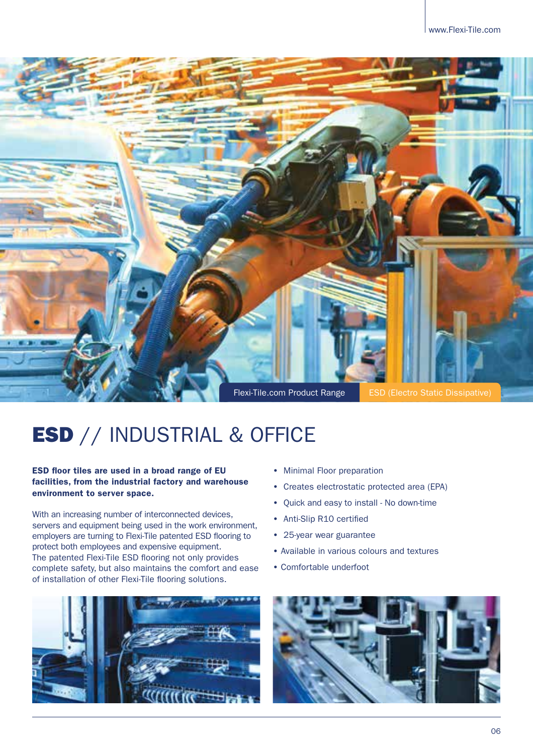Flexi-Tile.com Product Range | ESD (Electro Static Dissipative)

# **ESD** // INDUSTRIAL & OFFICE

**ESD floor tiles are used in a broad range of EU facilities, from the industrial factory and warehouse environment to server space.**

With an increasing number of interconnected devices, servers and equipment being used in the work environment, employers are turning to Flexi-Tile patented ESD flooring to protect both employees and expensive equipment. The patented Flexi-Tile ESD flooring not only provides complete safety, but also maintains the comfort and ease of installation of other Flexi-Tile flooring solutions.

- Minimal Floor preparation
- Creates electrostatic protected area (EPA)
- Quick and easy to install - No down-time
- Anti-Slip R10 certified
- 25-year wear guarantee
- Available in various colours and textures
- Comfortable underfoot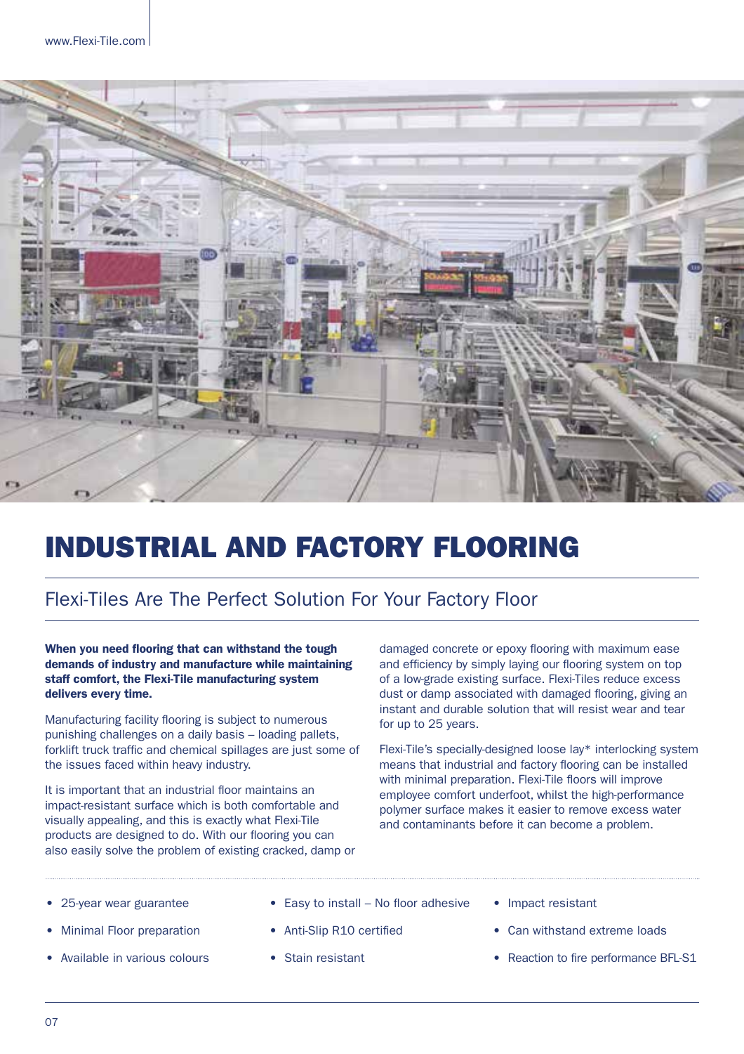# INDUSTRIAL AND FACTORY FLOORING

## Flexi-Tiles Are The Perfect Solution For Your Factory Floor

**When you need flooring that can withstand the tough demands of industry and manufacture while maintaining staff comfort, the Flexi-Tile manufacturing system delivers every time.**

Manufacturing facility flooring is subject to numerous punishing challenges on a daily basis – loading pallets, forklift truck traffic and chemical spillages are just some of the issues faced within heavy industry.

It is important that an industrial floor maintains an impact-resistant surface which is both comfortable and visually appealing, and this is exactly what Flexi-Tile products are designed to do. With our flooring you can also easily solve the problem of existing cracked, damp or damaged concrete or epoxy flooring with maximum ease and efficiency by simply laying our flooring system on top of a low-grade existing surface. Flexi-Tiles reduce excess dust or damp associated with damaged flooring, giving an instant and durable solution that will resist wear and tear for up to 25 years.

Flexi-Tile's specially-designed loose lay* interlocking system means that industrial and factory flooring can be installed with minimal preparation. Flexi-Tile floors will improve employee comfort underfoot, whilst the high-performance polymer surface makes it easier to remove excess water and contaminants before it can become a problem.

- 25-year wear guarantee
- Minimal Floor preparation
- Available in various colours
- Easy to install – No floor adhesive
- Anti-Slip R10 certified
- Stain resistant
- Impact resistant
- Can withstand extreme loads
- Reaction to fire performance BFL-S1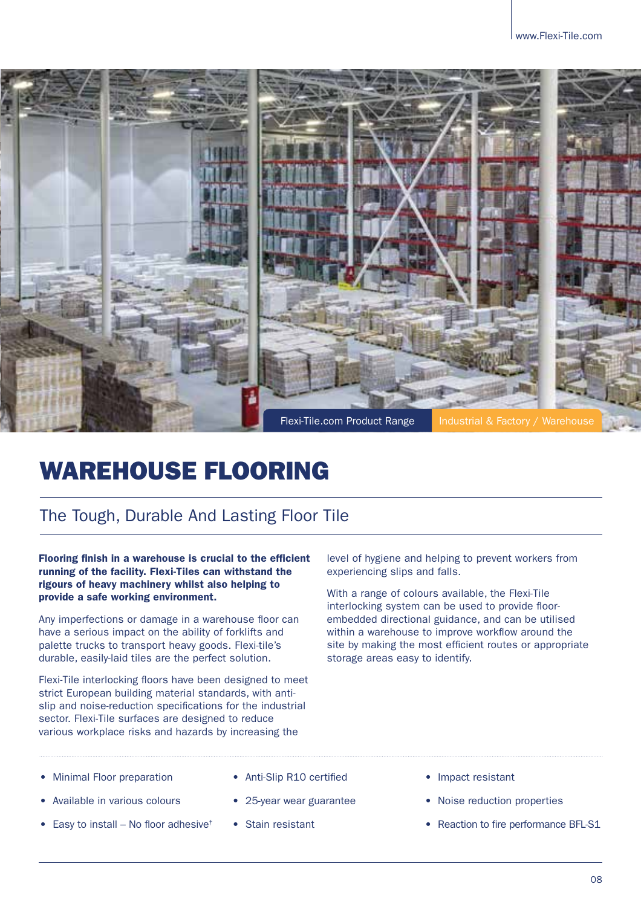Flexi-Tile.com Product Range | Industrial & Factory / Warehouse

# WAREHOUSE FLOORING

## The Tough, Durable And Lasting Floor Tile

**Flooring finish in a warehouse is crucial to the efficient running of the facility. Flexi-Tiles can withstand the rigours of heavy machinery whilst also helping to provide a safe working environment.**

Any imperfections or damage in a warehouse floor can have a serious impact on the ability of forklifts and palette trucks to transport heavy goods. Flexi-tile's durable, easily-laid tiles are the perfect solution.

Flexi-Tile interlocking floors have been designed to meet strict European building material standards, with anti-slip and noise-reduction specifications for the industrial sector. Flexi-Tile surfaces are designed to reduce various workplace risks and hazards by increasing the level of hygiene and helping to prevent workers from experiencing slips and falls.

With a range of colours available, the Flexi-Tile interlocking system can be used to provide floor-embedded directional guidance, and can be utilised within a warehouse to improve workflow around the site by making the most efficient routes or appropriate storage areas easy to identify.

- Minimal Floor preparation
- Available in various colours
- Easy to install – No floor adhesive†
- Anti-Slip R10 certified
- 25-year wear guarantee
- Stain resistant
- Impact resistant
- Noise reduction properties
- Reaction to fire performance BFL-S1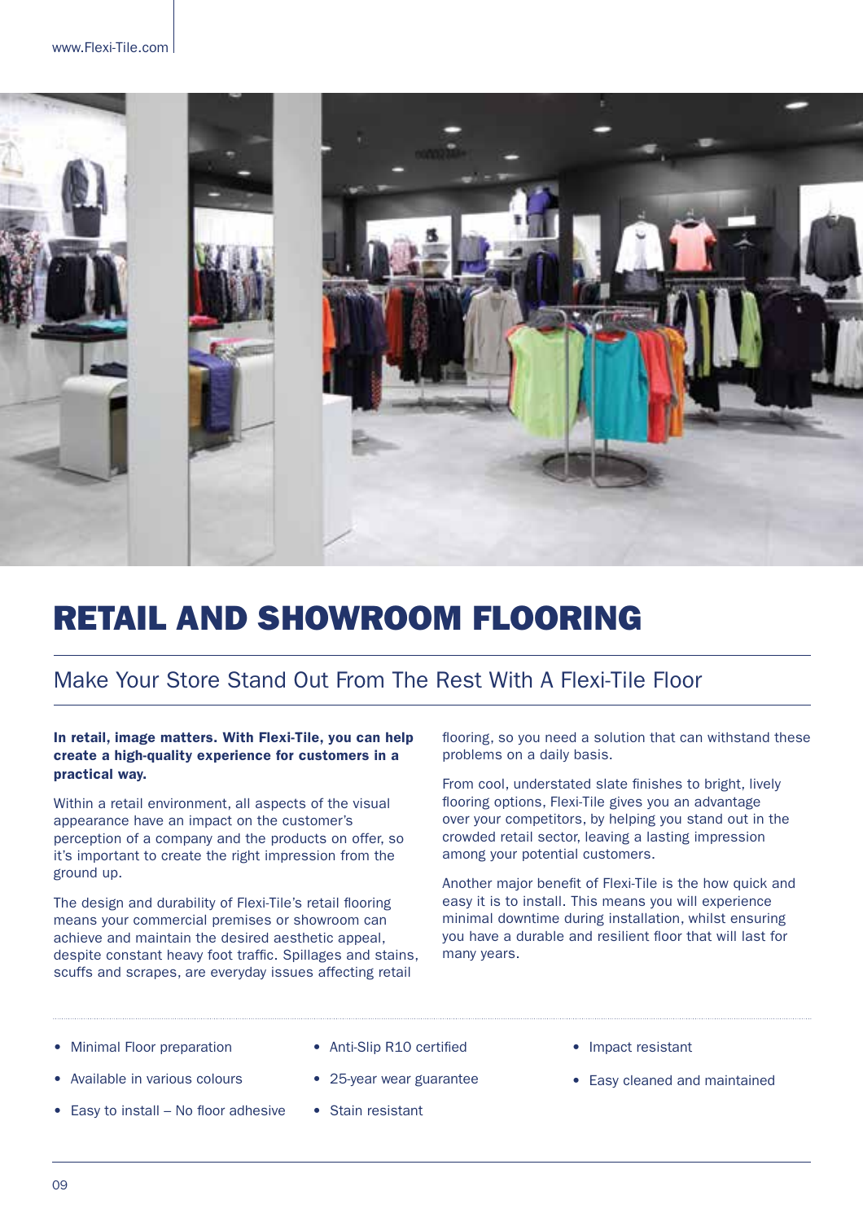# RETAIL AND SHOWROOM FLOORING

## Make Your Store Stand Out From The Rest With A Flexi-Tile Floor

**In retail, image matters. With Flexi-Tile, you can help create a high-quality experience for customers in a practical way.**

Within a retail environment, all aspects of the visual appearance have an impact on the customer's perception of a company and the products on offer, so it's important to create the right impression from the ground up.

The design and durability of Flexi-Tile's retail flooring means your commercial premises or showroom can achieve and maintain the desired aesthetic appeal, despite constant heavy foot traffic. Spillages and stains, scuffs and scrapes, are everyday issues affecting retail flooring, so you need a solution that can withstand these problems on a daily basis.

From cool, understated slate finishes to bright, lively flooring options, Flexi-Tile gives you an advantage over your competitors, by helping you stand out in the crowded retail sector, leaving a lasting impression among your potential customers.

Another major benefit of Flexi-Tile is the how quick and easy it is to install. This means you will experience minimal downtime during installation, whilst ensuring you have a durable and resilient floor that will last for many years.

- Minimal Floor preparation
- Available in various colours
- Easy to install – No floor adhesive
- Anti-Slip R10 certified
- 25-year wear guarantee
- Stain resistant
- Impact resistant
- Easy cleaned and maintained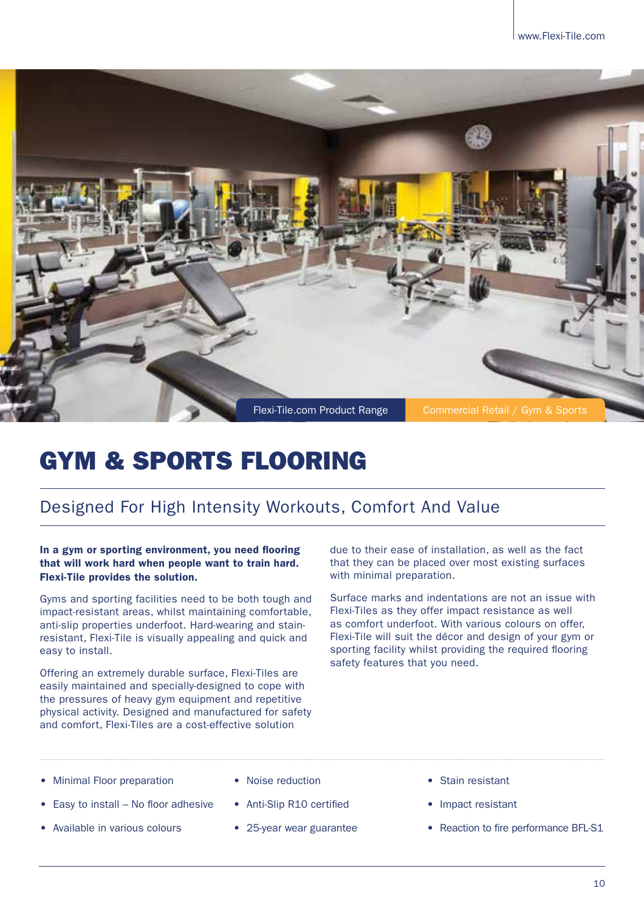Flexi-Tile.com Product Range | Commercial Retail / Gym & Sports

# GYM & SPORTS FLOORING

## Designed For High Intensity Workouts, Comfort And Value

**In a gym or sporting environment, you need flooring that will work hard when people want to train hard. Flexi-Tile provides the solution.**

Gyms and sporting facilities need to be both tough and impact-resistant areas, whilst maintaining comfortable, anti-slip properties underfoot. Hard-wearing and stain-resistant, Flexi-Tile is visually appealing and quick and easy to install.

Offering an extremely durable surface, Flexi-Tiles are easily maintained and specially-designed to cope with the pressures of heavy gym equipment and repetitive physical activity. Designed and manufactured for safety and comfort, Flexi-Tiles are a cost-effective solution due to their ease of installation, as well as the fact that they can be placed over most existing surfaces with minimal preparation.

Surface marks and indentations are not an issue with Flexi-Tiles as they offer impact resistance as well as comfort underfoot. With various colours on offer, Flexi-Tile will suit the décor and design of your gym or sporting facility whilst providing the required flooring safety features that you need.

- Minimal Floor preparation
- Easy to install – No floor adhesive
- Available in various colours
- Noise reduction
- Anti-Slip R10 certified
- 25-year wear guarantee
- Stain resistant
- Impact resistant
- Reaction to fire performance BFL-S1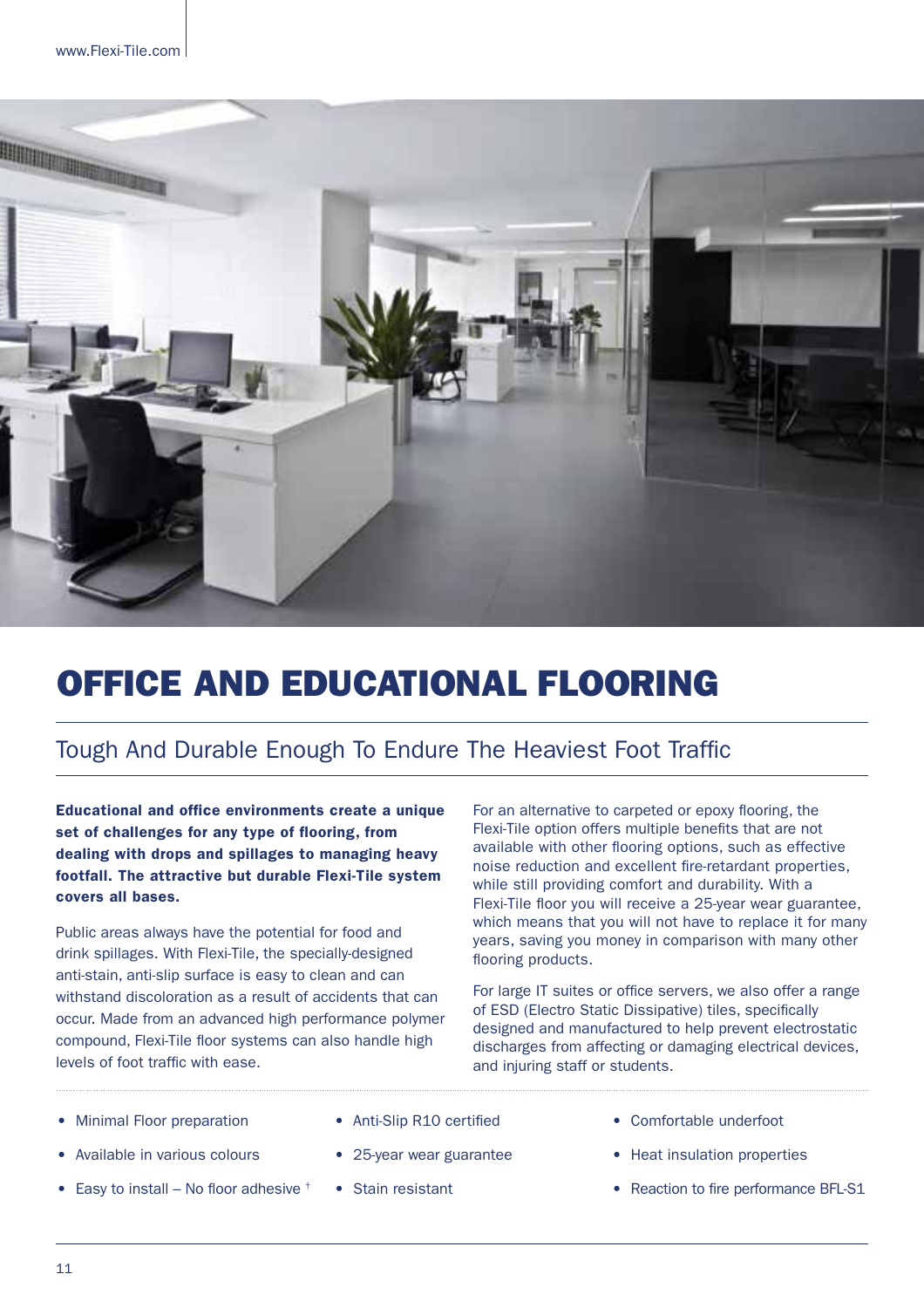# OFFICE AND EDUCATIONAL FLOORING

## Tough And Durable Enough To Endure The Heaviest Foot Traffic

**Educational and office environments create a unique set of challenges for any type of flooring, from dealing with drops and spillages to managing heavy footfall. The attractive but durable Flexi-Tile system covers all bases.**

Public areas always have the potential for food and drink spillages. With Flexi-Tile, the specially-designed anti-stain, anti-slip surface is easy to clean and can withstand discoloration as a result of accidents that can occur. Made from an advanced high performance polymer compound, Flexi-Tile floor systems can also handle high levels of foot traffic with ease.

For an alternative to carpeted or epoxy flooring, the Flexi-Tile option offers multiple benefits that are not available with other flooring options, such as effective noise reduction and excellent fire-retardant properties, while still providing comfort and durability. With a Flexi-Tile floor you will receive a 25-year wear guarantee, which means that you will not have to replace it for many years, saving you money in comparison with many other flooring products.

For large IT suites or office servers, we also offer a range of ESD (Electro Static Dissipative) tiles, specifically designed and manufactured to help prevent electrostatic discharges from affecting or damaging electrical devices, and injuring staff or students.

- Minimal Floor preparation
- Available in various colours
- Easy to install – No floor adhesive †
- Anti-Slip R10 certified
- 25-year wear guarantee
- Stain resistant
- Comfortable underfoot
- Heat insulation properties
- Reaction to fire performance BFL-S1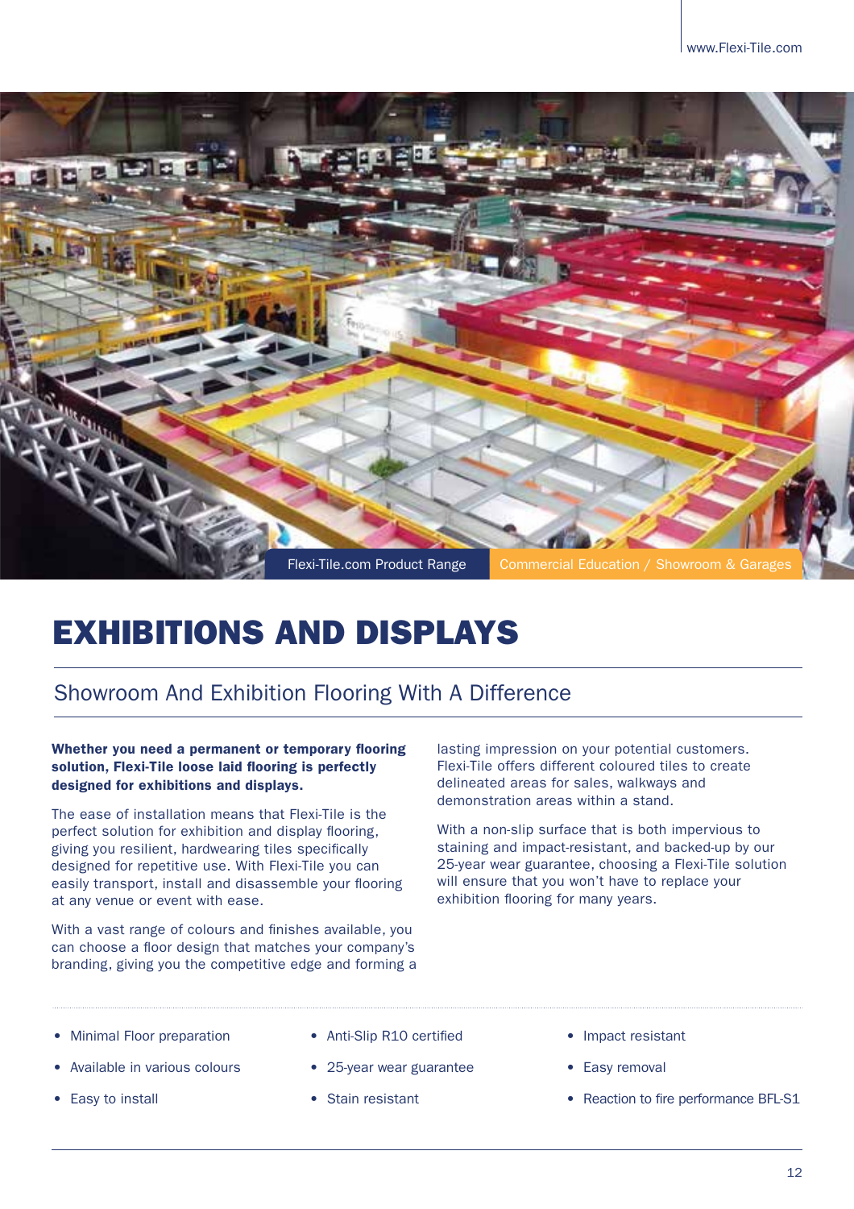Flexi-Tile.com Product Range | Commercial Education / Showroom & Garages

# EXHIBITIONS AND DISPLAYS

## Showroom And Exhibition Flooring With A Difference

**Whether you need a permanent or temporary flooring solution, Flexi-Tile loose laid flooring is perfectly designed for exhibitions and displays.**

The ease of installation means that Flexi-Tile is the perfect solution for exhibition and display flooring, giving you resilient, hardwearing tiles specifically designed for repetitive use. With Flexi-Tile you can easily transport, install and disassemble your flooring at any venue or event with ease.

With a vast range of colours and finishes available, you can choose a floor design that matches your company's branding, giving you the competitive edge and forming a lasting impression on your potential customers. Flexi-Tile offers different coloured tiles to create delineated areas for sales, walkways and demonstration areas within a stand.

With a non-slip surface that is both impervious to staining and impact-resistant, and backed-up by our 25-year wear guarantee, choosing a Flexi-Tile solution will ensure that you won't have to replace your exhibition flooring for many years.

- Minimal Floor preparation
- Available in various colours
- Easy to install
- Anti-Slip R10 certified
- 25-year wear guarantee
- Stain resistant
- Impact resistant
- Easy removal
- Reaction to fire performance BFL-S1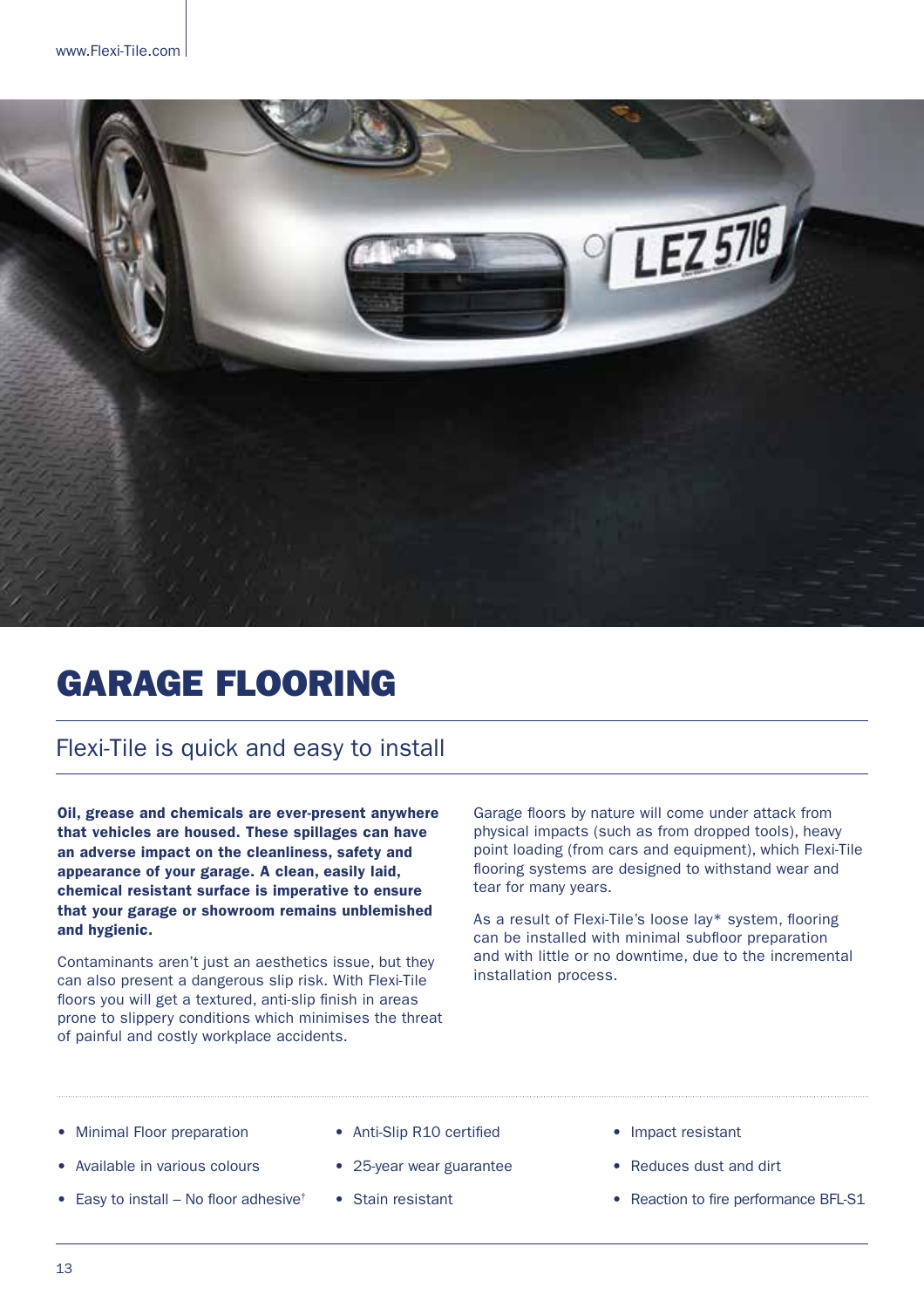# GARAGE FLOORING

## Flexi-Tile is quick and easy to install

**Oil, grease and chemicals are ever-present anywhere that vehicles are housed. These spillages can have an adverse impact on the cleanliness, safety and appearance of your garage. A clean, easily laid, chemical resistant surface is imperative to ensure that your garage or showroom remains unblemished and hygienic.**

Contaminants aren't just an aesthetics issue, but they can also present a dangerous slip risk. With Flexi-Tile floors you will get a textured, anti-slip finish in areas prone to slippery conditions which minimises the threat of painful and costly workplace accidents.

Garage floors by nature will come under attack from physical impacts (such as from dropped tools), heavy point loading (from cars and equipment), which Flexi-Tile flooring systems are designed to withstand wear and tear for many years.

As a result of Flexi-Tile's loose lay* system, flooring can be installed with minimal subfloor preparation and with little or no downtime, due to the incremental installation process.

- Minimal Floor preparation
- Available in various colours
- Easy to install – No floor adhesive†
- Anti-Slip R10 certified
- 25-year wear guarantee
- Stain resistant
- Impact resistant
- Reduces dust and dirt
- Reaction to fire performance BFL-S1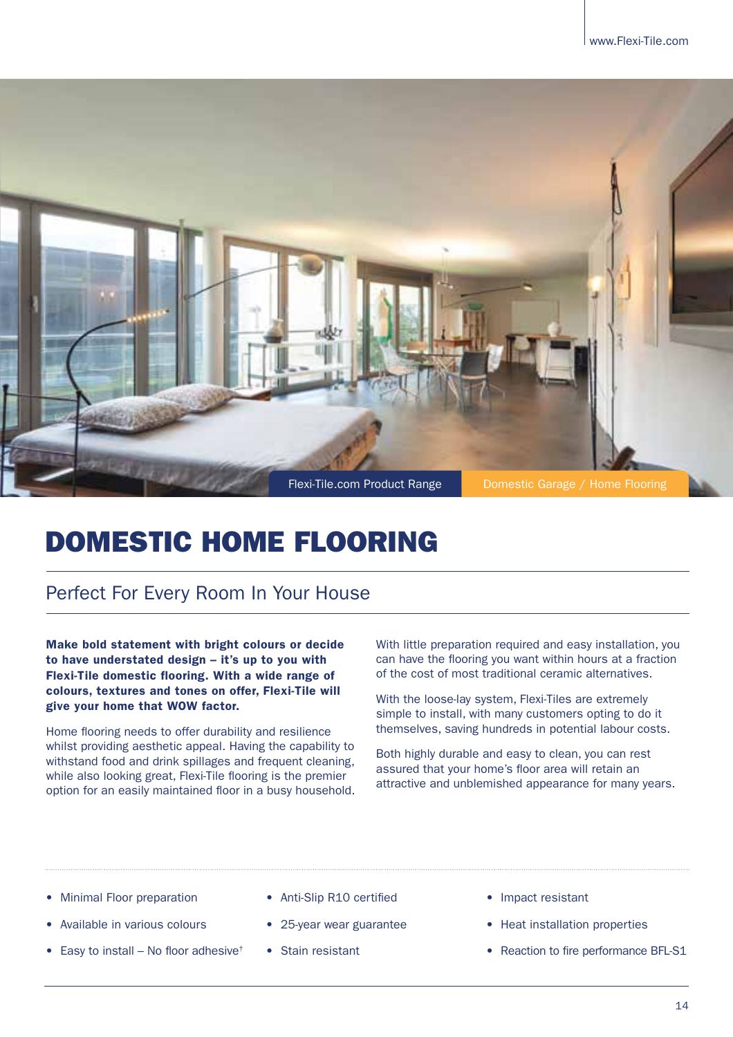Flexi-Tile.com Product Range | Domestic Garage / Home Flooring

# DOMESTIC HOME FLOORING

## Perfect For Every Room In Your House

**Make bold statement with bright colours or decide to have understated design – it's up to you with Flexi-Tile domestic flooring. With a wide range of colours, textures and tones on offer, Flexi-Tile will give your home that WOW factor.**

Home flooring needs to offer durability and resilience whilst providing aesthetic appeal. Having the capability to withstand food and drink spillages and frequent cleaning, while also looking great, Flexi-Tile flooring is the premier option for an easily maintained floor in a busy household.

With little preparation required and easy installation, you can have the flooring you want within hours at a fraction of the cost of most traditional ceramic alternatives.

With the loose-lay system, Flexi-Tiles are extremely simple to install, with many customers opting to do it themselves, saving hundreds in potential labour costs.

Both highly durable and easy to clean, you can rest assured that your home's floor area will retain an attractive and unblemished appearance for many years.

- Minimal Floor preparation
- Available in various colours
- Easy to install – No floor adhesive†
- Anti-Slip R10 certified
- 25-year wear guarantee
- Stain resistant
- Impact resistant
- Heat installation properties
- Reaction to fire performance BFL-S1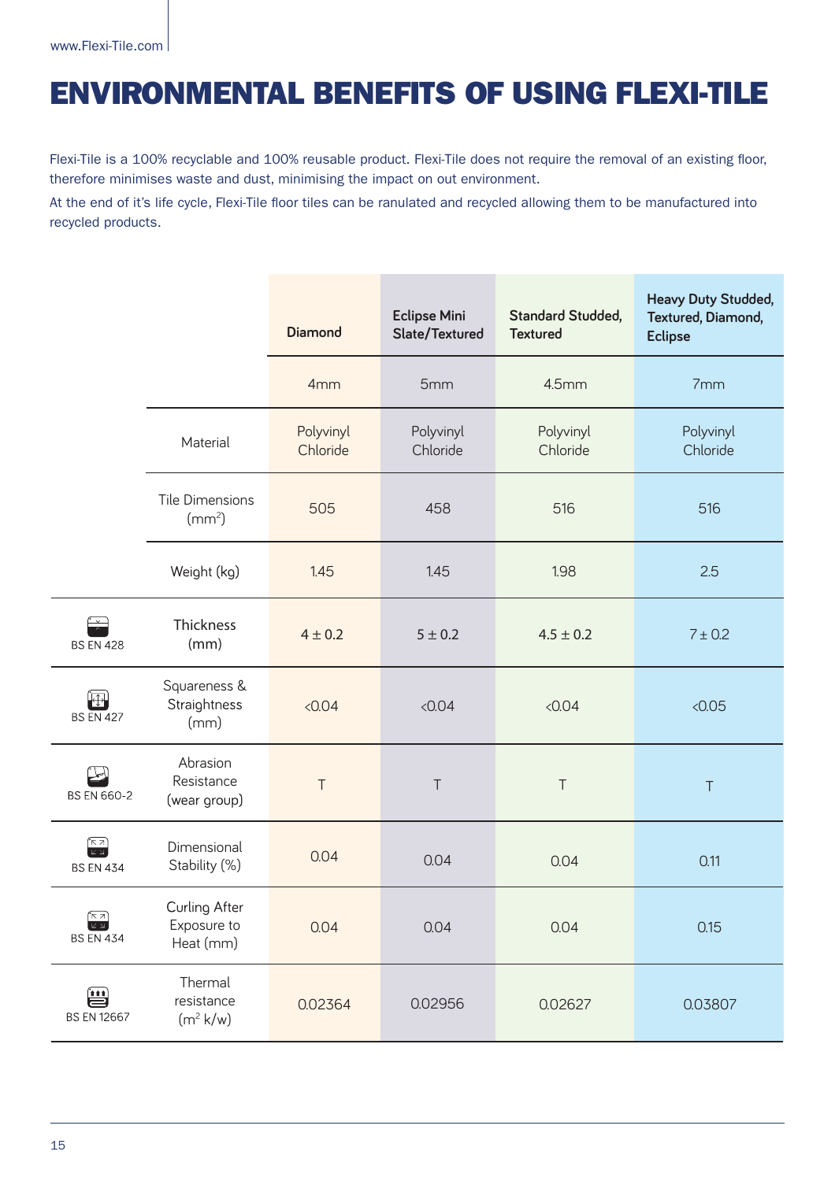# ENVIRONMENTAL BENEFITS OF USING FLEXI-TILE

Flexi-Tile is a 100% recyclable and 100% reusable product. Flexi-Tile does not require the removal of an existing floor, therefore minimises waste and dust, minimising the impact on out environment.

At the end of it's life cycle, Flexi-Tile floor tiles can be ranulated and recycled allowing them to be manufactured into recycled products.

| | | Diamond | Eclipse Mini Slate/Textured | Standard Studded, Textured | Heavy Duty Studded, Textured, Diamond, Eclipse |
|---|---|---|---|---|---|
| | | 4mm | 5mm | 4.5mm | 7mm |
| | Material | Polyvinyl Chloride | Polyvinyl Chloride | Polyvinyl Chloride | Polyvinyl Chloride |
| | Tile Dimensions ($mm^2$) | 505 | 458 | 516 | 516 |
| | Weight (kg) | 1.45 | 1.45 | 1.98 | 2.5 |
| BS EN 428 | Thickness (mm) | 4 ± 0.2 | 5 ± 0.2 | 4.5 ± 0.2 | 7 ± 0.2 |
| BS EN 427 | Squareness & Straightness (mm) | <0.04 | <0.04 | <0.04 | <0.05 |
| BS EN 660-2 | Abrasion Resistance (wear group) | T | T | T | T |
| BS EN 434 | Dimensional Stability (%) | 0.04 | 0.04 | 0.04 | 0.11 |
| BS EN 434 | Curling After Exposure to Heat (mm) | 0.04 | 0.04 | 0.04 | 0.15 |
| BS EN 12667 | Thermal resistance ($m^2$ k/w) | 0.02364 | 0.02956 | 0.02627 | 0.03807 |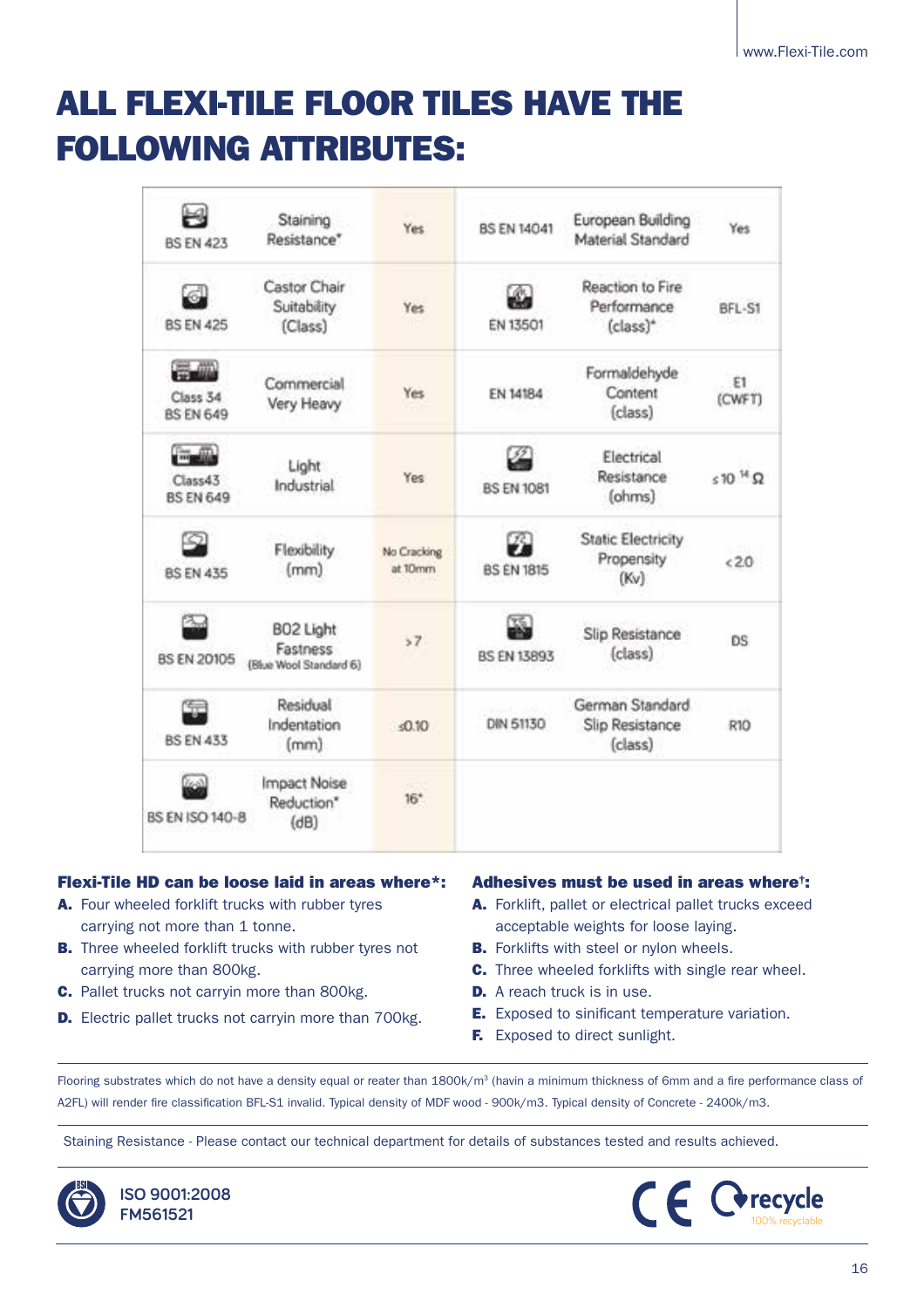# ALL FLEXI-TILE FLOOR TILES HAVE THE FOLLOWING ATTRIBUTES:

| Standard | Attribute | Value | Standard | Attribute | Value |
|---|---|---|---|---|---|
| BS EN 423 | Staining Resistance* | Yes | BS EN 14041 | European Building Material Standard | Yes |
| BS EN 425 | Castor Chair Suitability (Class) | Yes | EN 13501 | Reaction to Fire Performance (class)* | BFL-S1 |
| Class 34 BS EN 649 | Commercial Very Heavy | Yes | EN 14184 | Formaldehyde Content (class) | E1 (CWFT) |
| Class43 BS EN 649 | Light Industrial | Yes | BS EN 1081 | Electrical Resistance (ohms) | $\leq 10^{14}\,\Omega$ |
| BS EN 435 | Flexibility (mm) | No Cracking at 10mm | BS EN 1815 | Static Electricity Propensity (Kv) | <2.0 |
| BS EN 20105 | B02 Light Fastness (Blue Wool Standard 6) | >7 | BS EN 13893 | Slip Resistance (class) | DS |
| BS EN 433 | Residual Indentation (mm) | ≤0.10 | DIN 51130 | German Standard Slip Resistance (class) | R10 |
| BS EN ISO 140-8 | Impact Noise Reduction* (dB) | 16* | | | |

**Flexi-Tile HD can be loose laid in areas where*:**

- **A.** Four wheeled forklift trucks with rubber tyres carrying not more than 1 tonne.
- **B.** Three wheeled forklift trucks with rubber tyres not carrying more than 800kg.
- **C.** Pallet trucks not carryin more than 800kg.
- **D.** Electric pallet trucks not carryin more than 700kg.

**Adhesives must be used in areas where†:**

- **A.** Forklift, pallet or electrical pallet trucks exceed acceptable weights for loose laying.
- **B.** Forklifts with steel or nylon wheels.
- **C.** Three wheeled forklifts with single rear wheel.
- **D.** A reach truck is in use.
- **E.** Exposed to sinificant temperature variation.
- **F.** Exposed to direct sunlight.

Flooring substrates which do not have a density equal or reater than 1800k/m³ (havin a minimum thickness of 6mm and a fire performance class of A2FL) will render fire classification BFL-S1 invalid. Typical density of MDF wood - 900k/m3. Typical density of Concrete - 2400k/m3.

Staining Resistance - Please contact our technical department for details of substances tested and results achieved.

ISO 9001:2008
FM561521

recycle
100% recyclable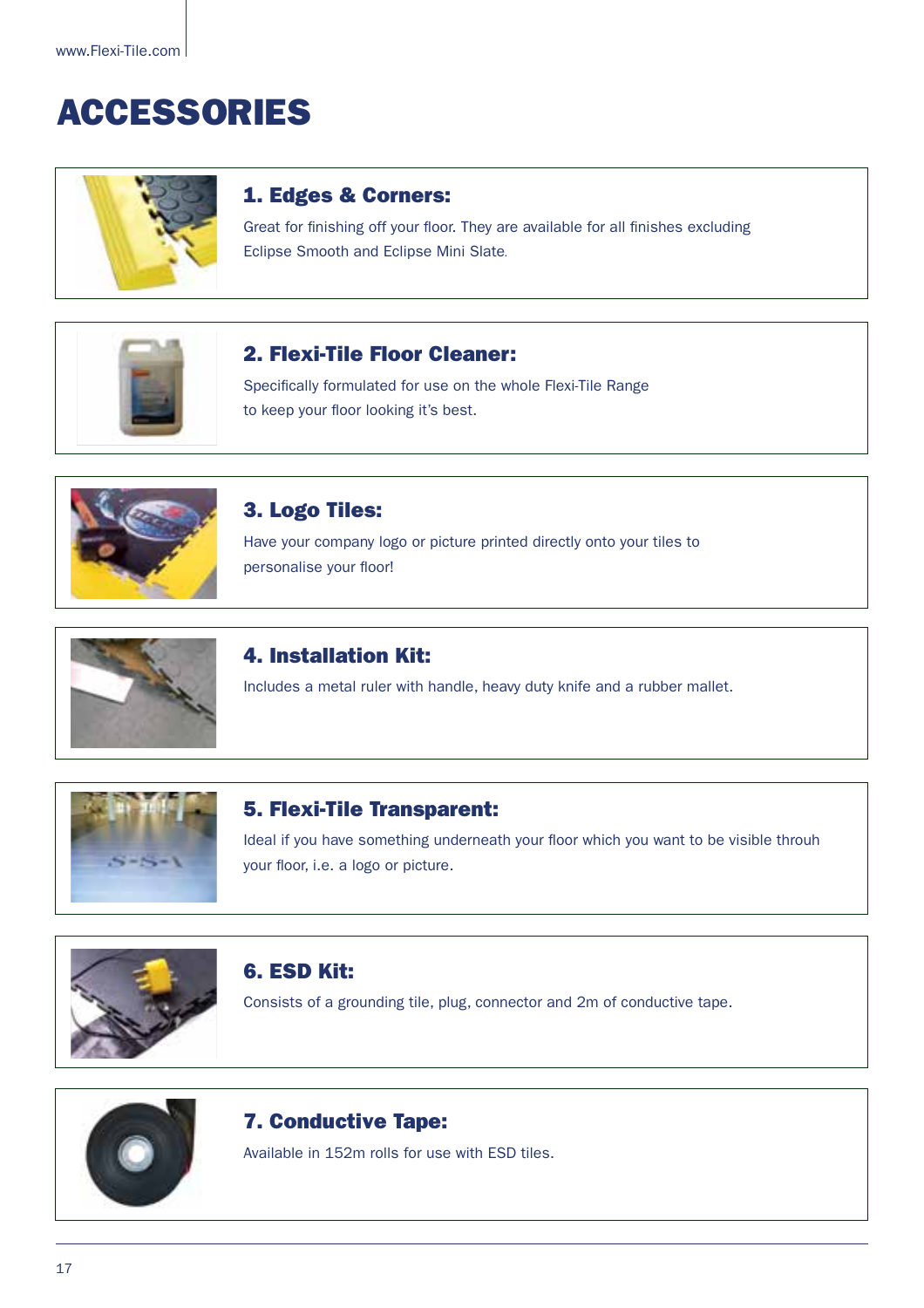# ACCESSORIES

### 1. Edges & Corners:

Great for finishing off your floor. They are available for all finishes excluding Eclipse Smooth and Eclipse Mini Slate.

### 2. Flexi-Tile Floor Cleaner:

Specifically formulated for use on the whole Flexi-Tile Range to keep your floor looking it's best.

### 3. Logo Tiles:

Have your company logo or picture printed directly onto your tiles to personalise your floor!

### 4. Installation Kit:

Includes a metal ruler with handle, heavy duty knife and a rubber mallet.

### 5. Flexi-Tile Transparent:

Ideal if you have something underneath your floor which you want to be visible throuh your floor, i.e. a logo or picture.

### 6. ESD Kit:

Consists of a grounding tile, plug, connector and 2m of conductive tape.

### 7. Conductive Tape:

Available in 152m rolls for use with ESD tiles.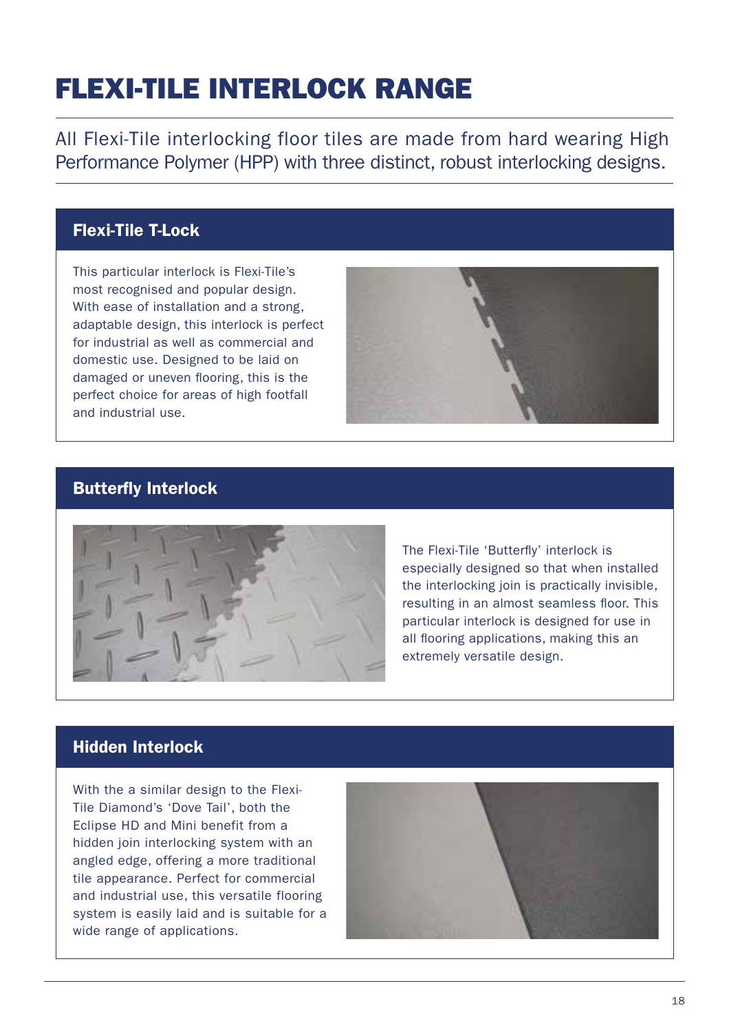# FLEXI-TILE INTERLOCK RANGE

All Flexi-Tile interlocking floor tiles are made from hard wearing High Performance Polymer (HPP) with three distinct, robust interlocking designs.

## Flexi-Tile T-Lock

This particular interlock is Flexi-Tile's most recognised and popular design. With ease of installation and a strong, adaptable design, this interlock is perfect for industrial as well as commercial and domestic use. Designed to be laid on damaged or uneven flooring, this is the perfect choice for areas of high footfall and industrial use.

## Butterfly Interlock

The Flexi-Tile 'Butterfly' interlock is especially designed so that when installed the interlocking join is practically invisible, resulting in an almost seamless floor. This particular interlock is designed for use in all flooring applications, making this an extremely versatile design.

## Hidden Interlock

With the a similar design to the Flexi-Tile Diamond's 'Dove Tail', both the Eclipse HD and Mini benefit from a hidden join interlocking system with an angled edge, offering a more traditional tile appearance. Perfect for commercial and industrial use, this versatile flooring system is easily laid and is suitable for a wide range of applications.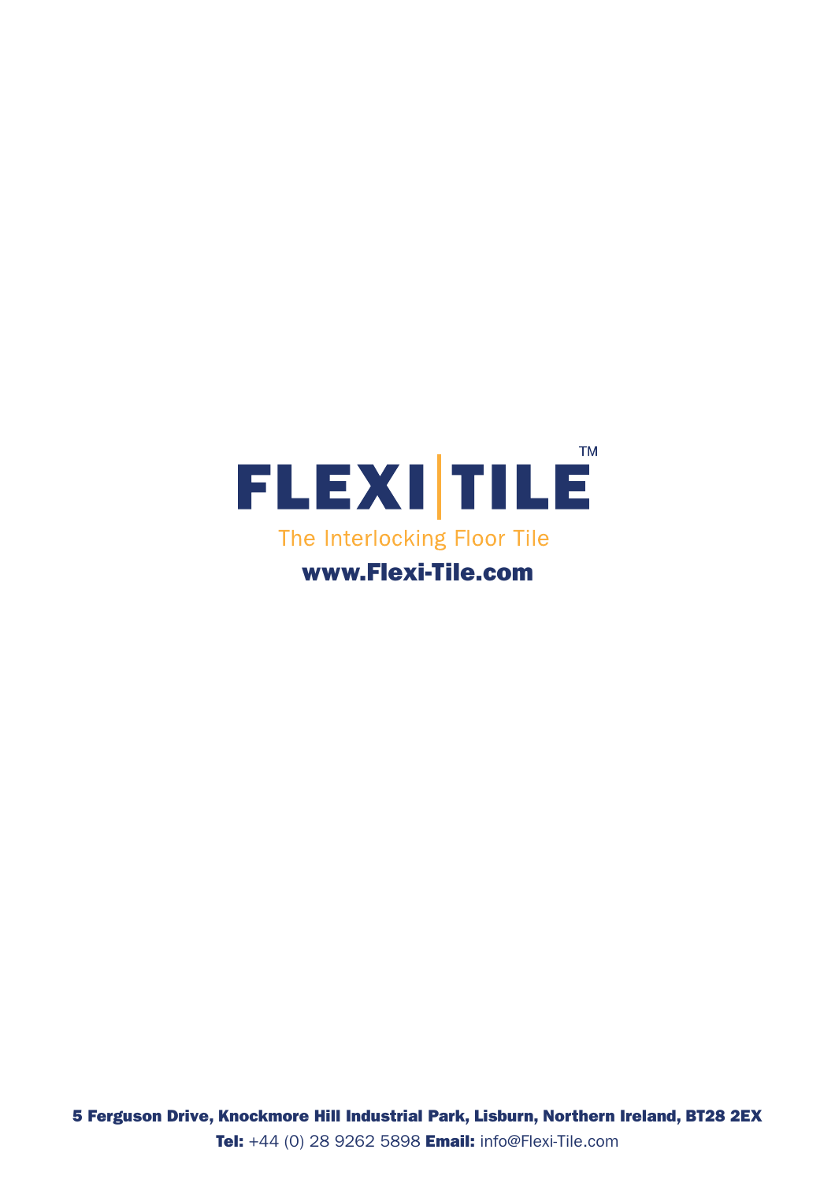FLEXI | TILE™

The Interlocking Floor Tile

**www.Flexi-Tile.com**

**5 Ferguson Drive, Knockmore Hill Industrial Park, Lisburn, Northern Ireland, BT28 2EX**

**Tel:** +44 (0) 28 9262 5898 **Email:** info@Flexi-Tile.com